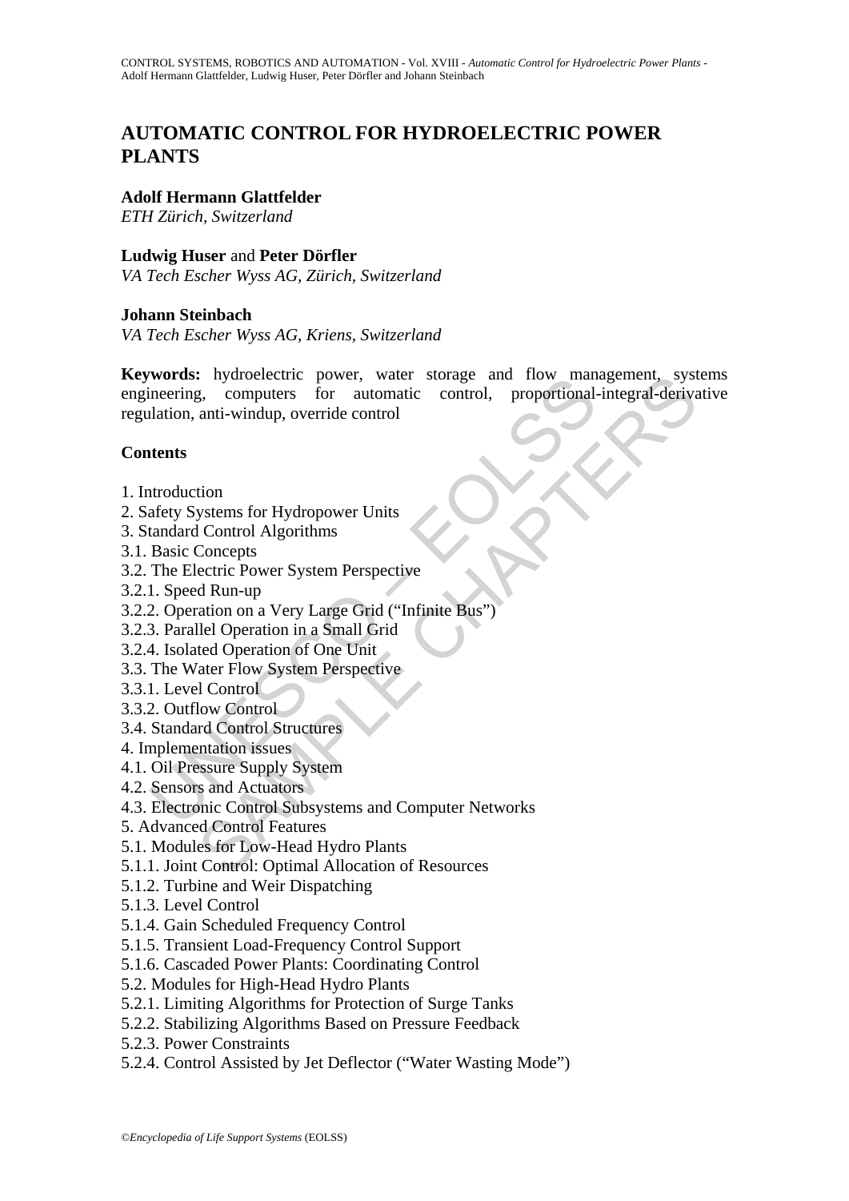# AUTOMATIC CONTROL FOR HYDROELECTRIC POWER PLANTS

**Adolf Hermann Glattfelder**
*ETH Zürich, Switzerland*

**Ludwig Huser** and **Peter Dörfler**
*VA Tech Escher Wyss AG, Zürich, Switzerland*

**Johann Steinbach**
*VA Tech Escher Wyss AG, Kriens, Switzerland*

**Keywords:** hydroelectric power, water storage and flow management, systems engineering, computers for automatic control, proportional-integral-derivative regulation, anti-windup, override control

## Contents

1. Introduction
2. Safety Systems for Hydropower Units
3. Standard Control Algorithms
3.1. Basic Concepts
3.2. The Electric Power System Perspective
3.2.1. Speed Run-up
3.2.2. Operation on a Very Large Grid ("Infinite Bus")
3.2.3. Parallel Operation in a Small Grid
3.2.4. Isolated Operation of One Unit
3.3. The Water Flow System Perspective
3.3.1. Level Control
3.3.2. Outflow Control
3.4. Standard Control Structures
4. Implementation issues
4.1. Oil Pressure Supply System
4.2. Sensors and Actuators
4.3. Electronic Control Subsystems and Computer Networks
5. Advanced Control Features
5.1. Modules for Low-Head Hydro Plants
5.1.1. Joint Control: Optimal Allocation of Resources
5.1.2. Turbine and Weir Dispatching
5.1.3. Level Control
5.1.4. Gain Scheduled Frequency Control
5.1.5. Transient Load-Frequency Control Support
5.1.6. Cascaded Power Plants: Coordinating Control
5.2. Modules for High-Head Hydro Plants
5.2.1. Limiting Algorithms for Protection of Surge Tanks
5.2.2. Stabilizing Algorithms Based on Pressure Feedback
5.2.3. Power Constraints
5.2.4. Control Assisted by Jet Deflector ("Water Wasting Mode")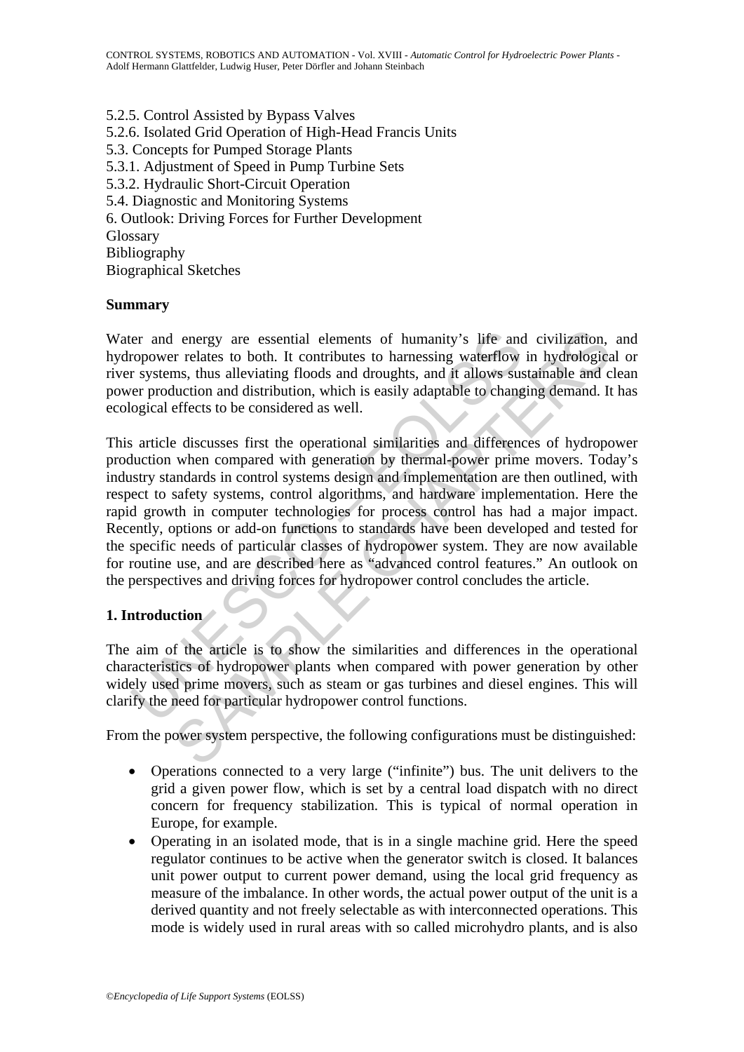5.2.5. Control Assisted by Bypass Valves
5.2.6. Isolated Grid Operation of High-Head Francis Units
5.3. Concepts for Pumped Storage Plants
5.3.1. Adjustment of Speed in Pump Turbine Sets
5.3.2. Hydraulic Short-Circuit Operation
5.4. Diagnostic and Monitoring Systems
6. Outlook: Driving Forces for Further Development
Glossary
Bibliography
Biographical Sketches

## Summary

Water and energy are essential elements of humanity's life and civilization, and hydropower relates to both. It contributes to harnessing waterflow in hydrological or river systems, thus alleviating floods and droughts, and it allows sustainable and clean power production and distribution, which is easily adaptable to changing demand. It has ecological effects to be considered as well.

This article discusses first the operational similarities and differences of hydropower production when compared with generation by thermal-power prime movers. Today's industry standards in control systems design and implementation are then outlined, with respect to safety systems, control algorithms, and hardware implementation. Here the rapid growth in computer technologies for process control has had a major impact. Recently, options or add-on functions to standards have been developed and tested for the specific needs of particular classes of hydropower system. They are now available for routine use, and are described here as "advanced control features." An outlook on the perspectives and driving forces for hydropower control concludes the article.

## 1. Introduction

The aim of the article is to show the similarities and differences in the operational characteristics of hydropower plants when compared with power generation by other widely used prime movers, such as steam or gas turbines and diesel engines. This will clarify the need for particular hydropower control functions.

From the power system perspective, the following configurations must be distinguished:

- Operations connected to a very large ("infinite") bus. The unit delivers to the grid a given power flow, which is set by a central load dispatch with no direct concern for frequency stabilization. This is typical of normal operation in Europe, for example.
- Operating in an isolated mode, that is in a single machine grid. Here the speed regulator continues to be active when the generator switch is closed. It balances unit power output to current power demand, using the local grid frequency as measure of the imbalance. In other words, the actual power output of the unit is a derived quantity and not freely selectable as with interconnected operations. This mode is widely used in rural areas with so called microhydro plants, and is also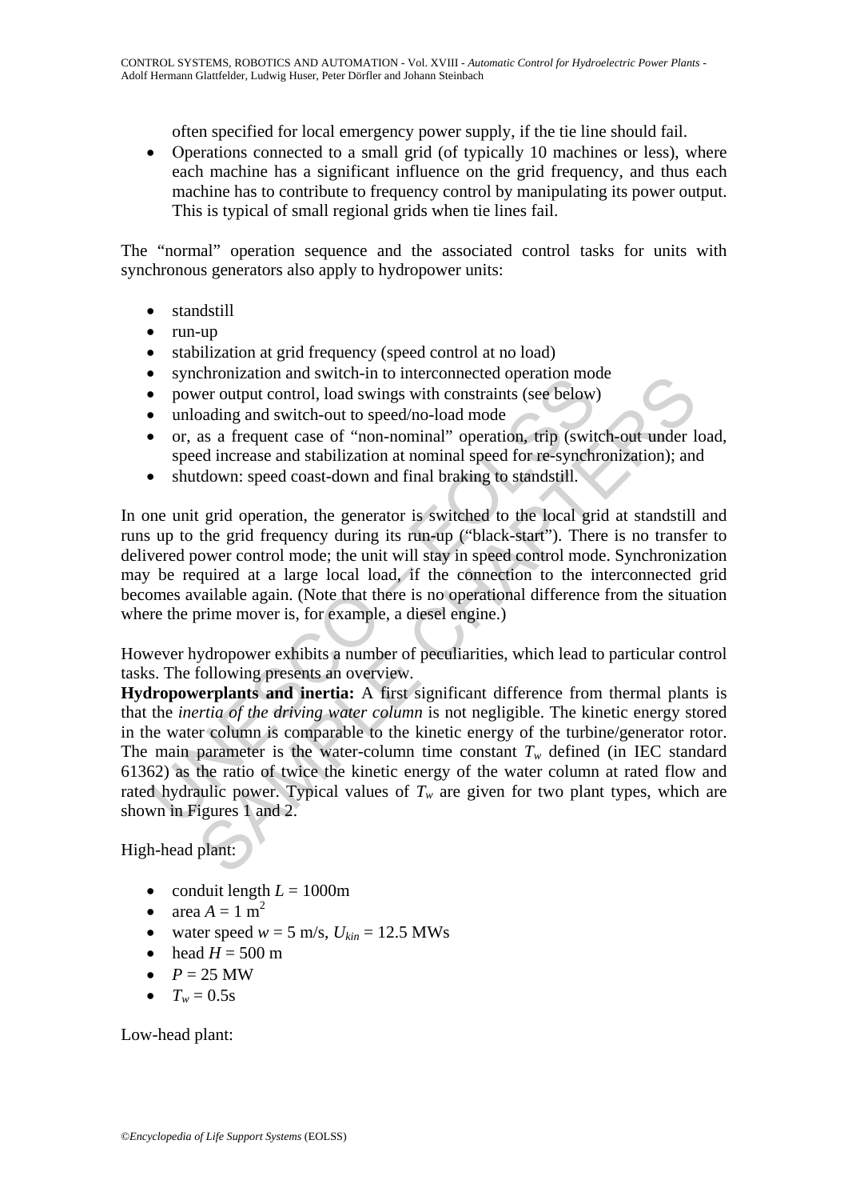often specified for local emergency power supply, if the tie line should fail.

- Operations connected to a small grid (of typically 10 machines or less), where each machine has a significant influence on the grid frequency, and thus each machine has to contribute to frequency control by manipulating its power output. This is typical of small regional grids when tie lines fail.

The "normal" operation sequence and the associated control tasks for units with synchronous generators also apply to hydropower units:

- standstill
- run-up
- stabilization at grid frequency (speed control at no load)
- synchronization and switch-in to interconnected operation mode
- power output control, load swings with constraints (see below)
- unloading and switch-out to speed/no-load mode
- or, as a frequent case of "non-nominal" operation, trip (switch-out under load, speed increase and stabilization at nominal speed for re-synchronization); and
- shutdown: speed coast-down and final braking to standstill.

In one unit grid operation, the generator is switched to the local grid at standstill and runs up to the grid frequency during its run-up ("black-start"). There is no transfer to delivered power control mode; the unit will stay in speed control mode. Synchronization may be required at a large local load, if the connection to the interconnected grid becomes available again. (Note that there is no operational difference from the situation where the prime mover is, for example, a diesel engine.)

However hydropower exhibits a number of peculiarities, which lead to particular control tasks. The following presents an overview.

**Hydropowerplants and inertia:** A first significant difference from thermal plants is that the *inertia of the driving water column* is not negligible. The kinetic energy stored in the water column is comparable to the kinetic energy of the turbine/generator rotor. The main parameter is the water-column time constant $T_w$ defined (in IEC standard 61362) as the ratio of twice the kinetic energy of the water column at rated flow and rated hydraulic power. Typical values of $T_w$ are given for two plant types, which are shown in Figures 1 and 2.

High-head plant:

- conduit length $L$ = 1000m
- area $A$ = 1 m$^2$
- water speed $w$ = 5 m/s, $U_{kin}$ = 12.5 MWs
- head $H$ = 500 m
- $P$ = 25 MW
- $T_w$ = 0.5s

Low-head plant: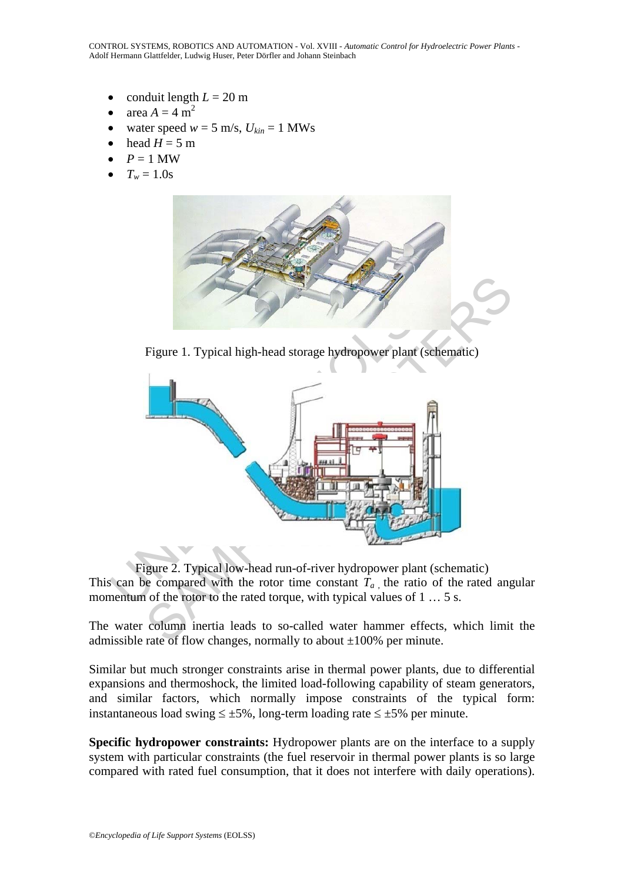- conduit length $L = 20$ m
- area $A = 4$ m$^2$
- water speed $w = 5$ m/s, $U_{kin} = 1$ MWs
- head $H = 5$ m
- $P = 1$ MW
- $T_w = 1.0$s

Figure 1. Typical high-head storage hydropower plant (schematic)

Figure 2. Typical low-head run-of-river hydropower plant (schematic)

This can be compared with the rotor time constant $T_a$, the ratio of the rated angular momentum of the rotor to the rated torque, with typical values of 1 … 5 s.

The water column inertia leads to so-called water hammer effects, which limit the admissible rate of flow changes, normally to about ±100% per minute.

Similar but much stronger constraints arise in thermal power plants, due to differential expansions and thermoshock, the limited load-following capability of steam generators, and similar factors, which normally impose constraints of the typical form: instantaneous load swing ≤ ±5%, long-term loading rate ≤ ±5% per minute.

**Specific hydropower constraints:** Hydropower plants are on the interface to a supply system with particular constraints (the fuel reservoir in thermal power plants is so large compared with rated fuel consumption, that it does not interfere with daily operations).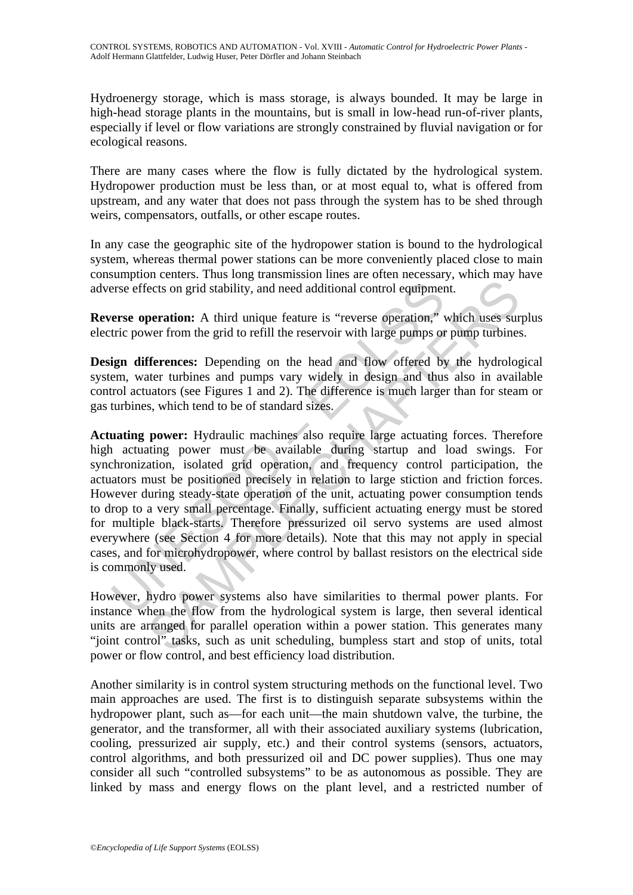Hydroenergy storage, which is mass storage, is always bounded. It may be large in high-head storage plants in the mountains, but is small in low-head run-of-river plants, especially if level or flow variations are strongly constrained by fluvial navigation or for ecological reasons.

There are many cases where the flow is fully dictated by the hydrological system. Hydropower production must be less than, or at most equal to, what is offered from upstream, and any water that does not pass through the system has to be shed through weirs, compensators, outfalls, or other escape routes.

In any case the geographic site of the hydropower station is bound to the hydrological system, whereas thermal power stations can be more conveniently placed close to main consumption centers. Thus long transmission lines are often necessary, which may have adverse effects on grid stability, and need additional control equipment.

**Reverse operation:** A third unique feature is "reverse operation," which uses surplus electric power from the grid to refill the reservoir with large pumps or pump turbines.

**Design differences:** Depending on the head and flow offered by the hydrological system, water turbines and pumps vary widely in design and thus also in available control actuators (see Figures 1 and 2). The difference is much larger than for steam or gas turbines, which tend to be of standard sizes.

**Actuating power:** Hydraulic machines also require large actuating forces. Therefore high actuating power must be available during startup and load swings. For synchronization, isolated grid operation, and frequency control participation, the actuators must be positioned precisely in relation to large stiction and friction forces. However during steady-state operation of the unit, actuating power consumption tends to drop to a very small percentage. Finally, sufficient actuating energy must be stored for multiple black-starts. Therefore pressurized oil servo systems are used almost everywhere (see Section 4 for more details). Note that this may not apply in special cases, and for microhydropower, where control by ballast resistors on the electrical side is commonly used.

However, hydro power systems also have similarities to thermal power plants. For instance when the flow from the hydrological system is large, then several identical units are arranged for parallel operation within a power station. This generates many "joint control" tasks, such as unit scheduling, bumpless start and stop of units, total power or flow control, and best efficiency load distribution.

Another similarity is in control system structuring methods on the functional level. Two main approaches are used. The first is to distinguish separate subsystems within the hydropower plant, such as—for each unit—the main shutdown valve, the turbine, the generator, and the transformer, all with their associated auxiliary systems (lubrication, cooling, pressurized air supply, etc.) and their control systems (sensors, actuators, control algorithms, and both pressurized oil and DC power supplies). Thus one may consider all such "controlled subsystems" to be as autonomous as possible. They are linked by mass and energy flows on the plant level, and a restricted number of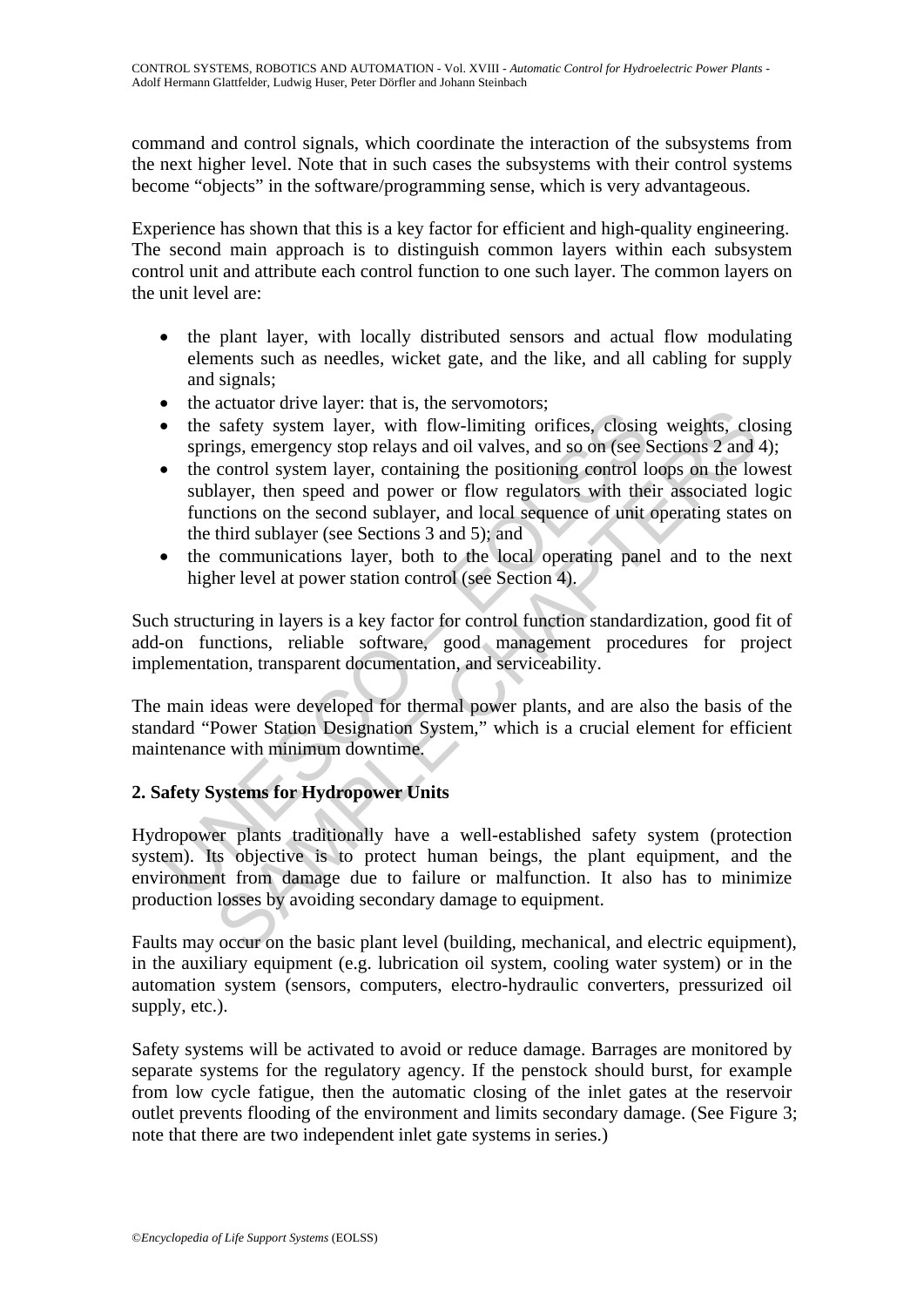command and control signals, which coordinate the interaction of the subsystems from the next higher level. Note that in such cases the subsystems with their control systems become "objects" in the software/programming sense, which is very advantageous.

Experience has shown that this is a key factor for efficient and high-quality engineering. The second main approach is to distinguish common layers within each subsystem control unit and attribute each control function to one such layer. The common layers on the unit level are:

- the plant layer, with locally distributed sensors and actual flow modulating elements such as needles, wicket gate, and the like, and all cabling for supply and signals;
- the actuator drive layer: that is, the servomotors;
- the safety system layer, with flow-limiting orifices, closing weights, closing springs, emergency stop relays and oil valves, and so on (see Sections 2 and 4);
- the control system layer, containing the positioning control loops on the lowest sublayer, then speed and power or flow regulators with their associated logic functions on the second sublayer, and local sequence of unit operating states on the third sublayer (see Sections 3 and 5); and
- the communications layer, both to the local operating panel and to the next higher level at power station control (see Section 4).

Such structuring in layers is a key factor for control function standardization, good fit of add-on functions, reliable software, good management procedures for project implementation, transparent documentation, and serviceability.

The main ideas were developed for thermal power plants, and are also the basis of the standard "Power Station Designation System," which is a crucial element for efficient maintenance with minimum downtime.

## 2. Safety Systems for Hydropower Units

Hydropower plants traditionally have a well-established safety system (protection system). Its objective is to protect human beings, the plant equipment, and the environment from damage due to failure or malfunction. It also has to minimize production losses by avoiding secondary damage to equipment.

Faults may occur on the basic plant level (building, mechanical, and electric equipment), in the auxiliary equipment (e.g. lubrication oil system, cooling water system) or in the automation system (sensors, computers, electro-hydraulic converters, pressurized oil supply, etc.).

Safety systems will be activated to avoid or reduce damage. Barrages are monitored by separate systems for the regulatory agency. If the penstock should burst, for example from low cycle fatigue, then the automatic closing of the inlet gates at the reservoir outlet prevents flooding of the environment and limits secondary damage. (See Figure 3; note that there are two independent inlet gate systems in series.)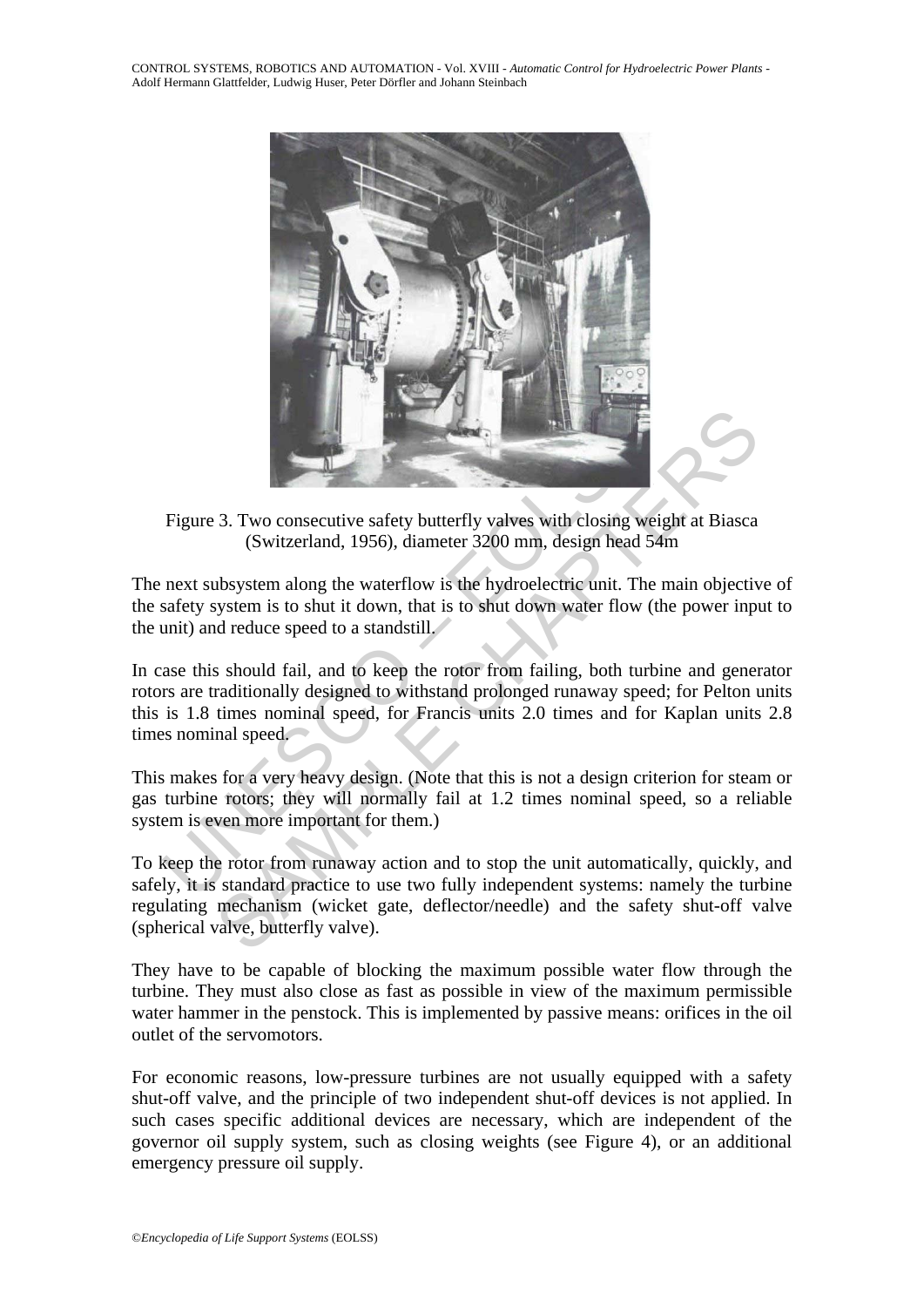Figure 3. Two consecutive safety butterfly valves with closing weight at Biasca (Switzerland, 1956), diameter 3200 mm, design head 54m

The next subsystem along the waterflow is the hydroelectric unit. The main objective of the safety system is to shut it down, that is to shut down water flow (the power input to the unit) and reduce speed to a standstill.

In case this should fail, and to keep the rotor from failing, both turbine and generator rotors are traditionally designed to withstand prolonged runaway speed; for Pelton units this is 1.8 times nominal speed, for Francis units 2.0 times and for Kaplan units 2.8 times nominal speed.

This makes for a very heavy design. (Note that this is not a design criterion for steam or gas turbine rotors; they will normally fail at 1.2 times nominal speed, so a reliable system is even more important for them.)

To keep the rotor from runaway action and to stop the unit automatically, quickly, and safely, it is standard practice to use two fully independent systems: namely the turbine regulating mechanism (wicket gate, deflector/needle) and the safety shut-off valve (spherical valve, butterfly valve).

They have to be capable of blocking the maximum possible water flow through the turbine. They must also close as fast as possible in view of the maximum permissible water hammer in the penstock. This is implemented by passive means: orifices in the oil outlet of the servomotors.

For economic reasons, low-pressure turbines are not usually equipped with a safety shut-off valve, and the principle of two independent shut-off devices is not applied. In such cases specific additional devices are necessary, which are independent of the governor oil supply system, such as closing weights (see Figure 4), or an additional emergency pressure oil supply.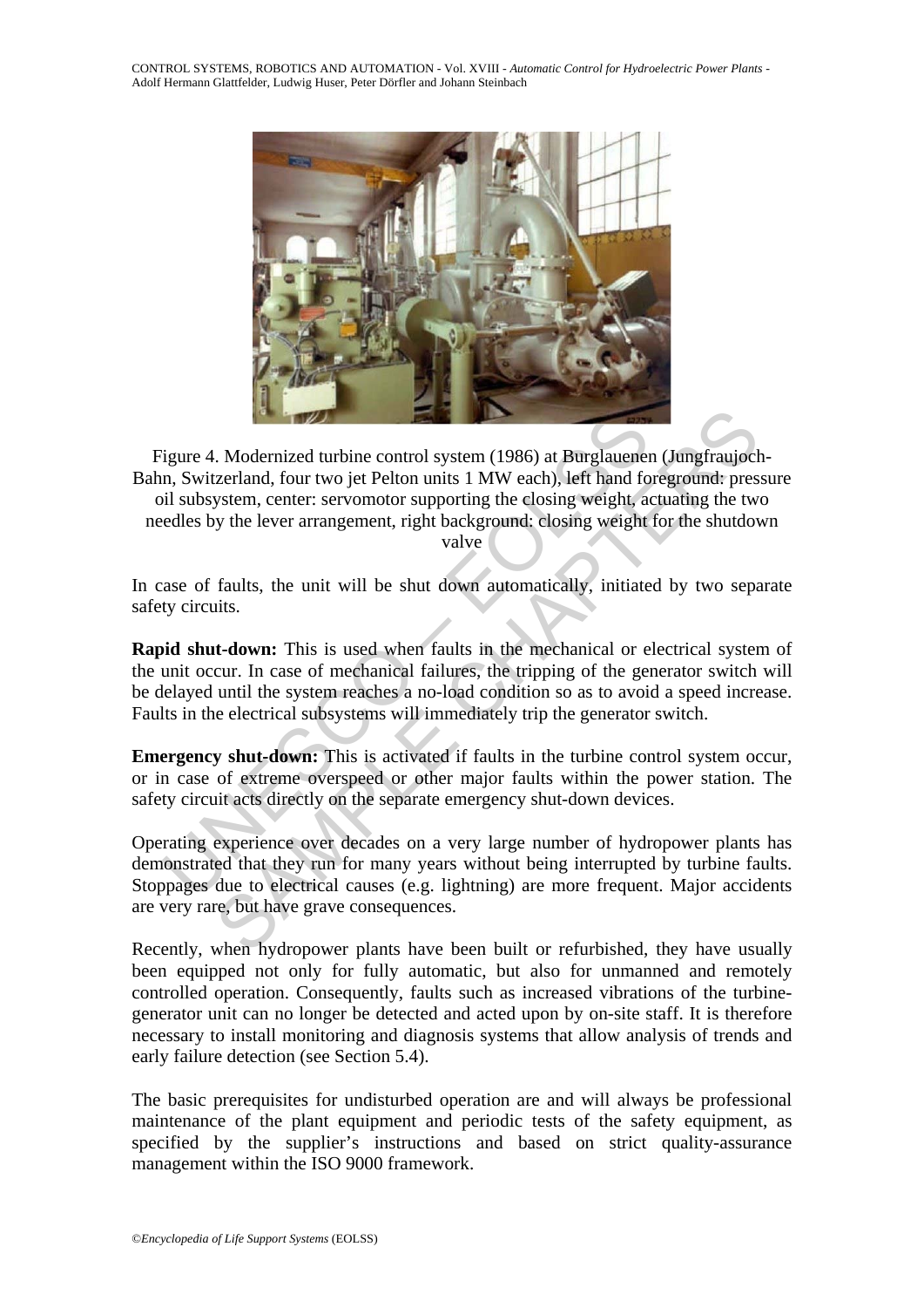Figure 4. Modernized turbine control system (1986) at Burglauenen (Jungfraujoch-Bahn, Switzerland, four two jet Pelton units 1 MW each), left hand foreground: pressure oil subsystem, center: servomotor supporting the closing weight, actuating the two needles by the lever arrangement, right background: closing weight for the shutdown valve

In case of faults, the unit will be shut down automatically, initiated by two separate safety circuits.

**Rapid shut-down:** This is used when faults in the mechanical or electrical system of the unit occur. In case of mechanical failures, the tripping of the generator switch will be delayed until the system reaches a no-load condition so as to avoid a speed increase. Faults in the electrical subsystems will immediately trip the generator switch.

**Emergency shut-down:** This is activated if faults in the turbine control system occur, or in case of extreme overspeed or other major faults within the power station. The safety circuit acts directly on the separate emergency shut-down devices.

Operating experience over decades on a very large number of hydropower plants has demonstrated that they run for many years without being interrupted by turbine faults. Stoppages due to electrical causes (e.g. lightning) are more frequent. Major accidents are very rare, but have grave consequences.

Recently, when hydropower plants have been built or refurbished, they have usually been equipped not only for fully automatic, but also for unmanned and remotely controlled operation. Consequently, faults such as increased vibrations of the turbine-generator unit can no longer be detected and acted upon by on-site staff. It is therefore necessary to install monitoring and diagnosis systems that allow analysis of trends and early failure detection (see Section 5.4).

The basic prerequisites for undisturbed operation are and will always be professional maintenance of the plant equipment and periodic tests of the safety equipment, as specified by the supplier's instructions and based on strict quality-assurance management within the ISO 9000 framework.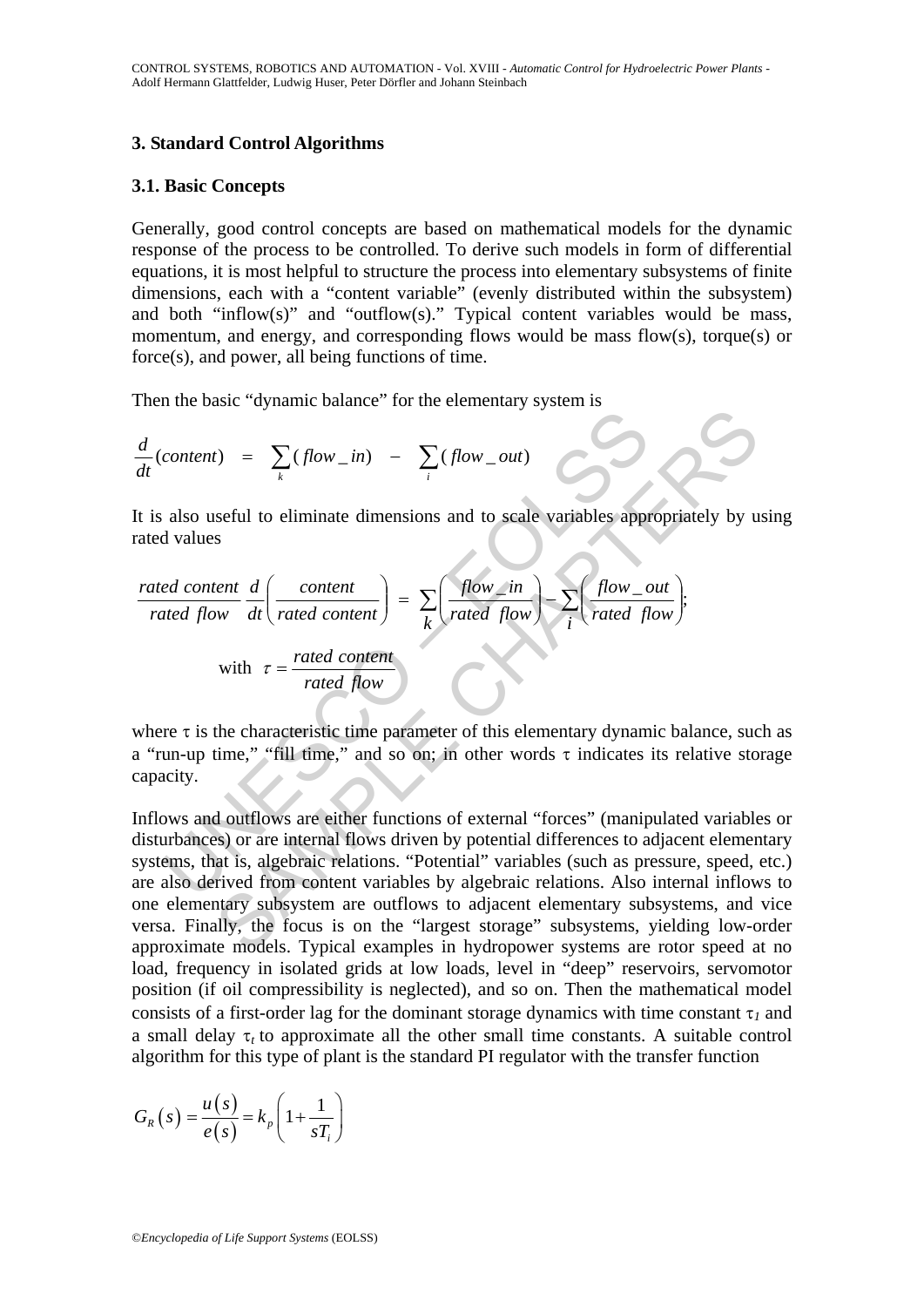## 3. Standard Control Algorithms

### 3.1. Basic Concepts

Generally, good control concepts are based on mathematical models for the dynamic response of the process to be controlled. To derive such models in form of differential equations, it is most helpful to structure the process into elementary subsystems of finite dimensions, each with a "content variable" (evenly distributed within the subsystem) and both "inflow(s)" and "outflow(s)." Typical content variables would be mass, momentum, and energy, and corresponding flows would be mass flow(s), torque(s) or force(s), and power, all being functions of time.

Then the basic "dynamic balance" for the elementary system is

$$\frac{d}{dt}(content) \quad = \quad \sum_k (\,flow\_in) \quad - \quad \sum_i (\,flow\_out)$$

It is also useful to eliminate dimensions and to scale variables appropriately by using rated values

$$\frac{rated\ content}{rated\ \ flow}\,\frac{d}{dt}\left(\frac{content}{rated\ content}\right) \;=\; \sum_k\left(\frac{flow\_in}{rated\ \ flow}\right) - \sum_i\left(\frac{flow\_out}{rated\ \ flow}\right);$$

$$\text{with} \quad \tau = \frac{rated\ content}{rated\ \ flow}$$

where $\tau$ is the characteristic time parameter of this elementary dynamic balance, such as a "run-up time," "fill time," and so on; in other words $\tau$ indicates its relative storage capacity.

Inflows and outflows are either functions of external "forces" (manipulated variables or disturbances) or are internal flows driven by potential differences to adjacent elementary systems, that is, algebraic relations. "Potential" variables (such as pressure, speed, etc.) are also derived from content variables by algebraic relations. Also internal inflows to one elementary subsystem are outflows to adjacent elementary subsystems, and vice versa. Finally, the focus is on the "largest storage" subsystems, yielding low-order approximate models. Typical examples in hydropower systems are rotor speed at no load, frequency in isolated grids at low loads, level in "deep" reservoirs, servomotor position (if oil compressibility is neglected), and so on. Then the mathematical model consists of a first-order lag for the dominant storage dynamics with time constant $\tau_1$ and a small delay $\tau_t$ to approximate all the other small time constants. A suitable control algorithm for this type of plant is the standard PI regulator with the transfer function

$$G_R(s) = \frac{u(s)}{e(s)} = k_p\left(1 + \frac{1}{sT_i}\right)$$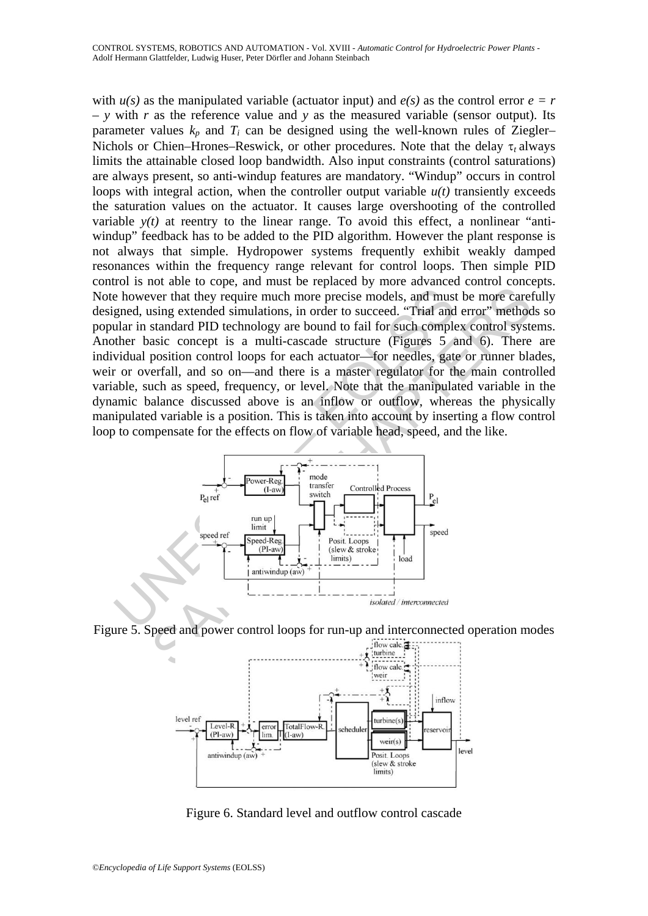with $u(s)$ as the manipulated variable (actuator input) and $e(s)$ as the control error $e = r - y$ with $r$ as the reference value and $y$ as the measured variable (sensor output). Its parameter values $k_p$ and $T_i$ can be designed using the well-known rules of Ziegler–Nichols or Chien–Hrones–Reswick, or other procedures. Note that the delay $\tau_t$ always limits the attainable closed loop bandwidth. Also input constraints (control saturations) are always present, so anti-windup features are mandatory. "Windup" occurs in control loops with integral action, when the controller output variable $u(t)$ transiently exceeds the saturation values on the actuator. It causes large overshooting of the controlled variable $y(t)$ at reentry to the linear range. To avoid this effect, a nonlinear "anti-windup" feedback has to be added to the PID algorithm. However the plant response is not always that simple. Hydropower systems frequently exhibit weakly damped resonances within the frequency range relevant for control loops. Then simple PID control is not able to cope, and must be replaced by more advanced control concepts. Note however that they require much more precise models, and must be more carefully designed, using extended simulations, in order to succeed. "Trial and error" methods so popular in standard PID technology are bound to fail for such complex control systems. Another basic concept is a multi-cascade structure (Figures 5 and 6). There are individual position control loops for each actuator—for needles, gate or runner blades, weir or overfall, and so on—and there is a master regulator for the main controlled variable, such as speed, frequency, or level. Note that the manipulated variable in the dynamic balance discussed above is an inflow or outflow, whereas the physically manipulated variable is a position. This is taken into account by inserting a flow control loop to compensate for the effects on flow of variable head, speed, and the like.

Power-Reg. (I-aw)
mode transfer switch
Controlled Process
$P_{el}$ ref
$P_{el}$
run up limit
speed ref
Speed-Reg. (PI-aw)
Posit. Loops (slew & stroke limits)
speed
load
antiwindup (aw)
isolated / interconnected

Figure 5. Speed and power control loops for run-up and interconnected operation modes

flow calc. turbine
flow calc. weir
inflow
level ref
Level-R (PI-aw)
error lim.
TotalFlow-R. (I-aw)
scheduler
turbine(s)
weir(s)
reservoir
level
antiwindup (aw)
Posit. Loops (slew & stroke limits)

Figure 6. Standard level and outflow control cascade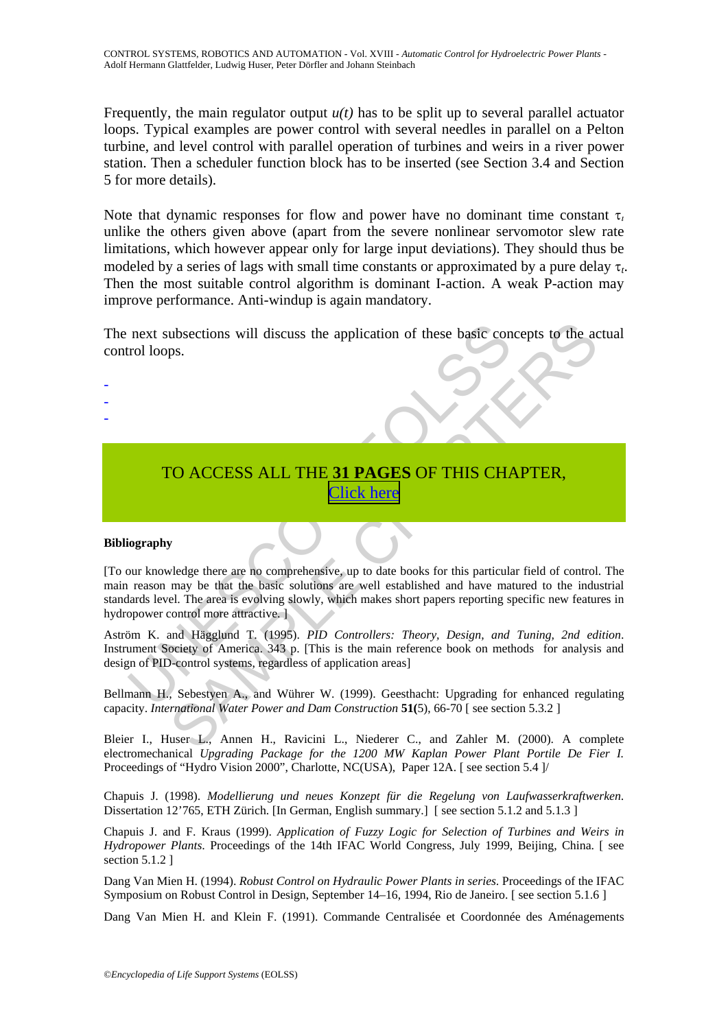Frequently, the main regulator output *u(t)* has to be split up to several parallel actuator loops. Typical examples are power control with several needles in parallel on a Pelton turbine, and level control with parallel operation of turbines and weirs in a river power station. Then a scheduler function block has to be inserted (see Section 3.4 and Section 5 for more details).

Note that dynamic responses for flow and power have no dominant time constant $\tau_t$ unlike the others given above (apart from the severe nonlinear servomotor slew rate limitations, which however appear only for large input deviations). They should thus be modeled by a series of lags with small time constants or approximated by a pure delay $\tau_t$. Then the most suitable control algorithm is dominant I-action. A weak P-action may improve performance. Anti-windup is again mandatory.

The next subsections will discuss the application of these basic concepts to the actual control loops.

-
-
-

TO ACCESS ALL THE **31 PAGES** OF THIS CHAPTER,
Click here

**Bibliography**

[To our knowledge there are no comprehensive, up to date books for this particular field of control. The main reason may be that the basic solutions are well established and have matured to the industrial standards level. The area is evolving slowly, which makes short papers reporting specific new features in hydropower control more attractive. ]

Aström K. and Hägglund T. (1995). *PID Controllers: Theory, Design, and Tuning, 2nd edition*. Instrument Society of America. 343 p. [This is the main reference book on methods for analysis and design of PID-control systems, regardless of application areas]

Bellmann H., Sebestyen A., and Wührer W. (1999). Geesthacht: Upgrading for enhanced regulating capacity. *International Water Power and Dam Construction* **51(**5), 66-70 [ see section 5.3.2 ]

Bleier I., Huser L., Annen H., Ravicini L., Niederer C., and Zahler M. (2000). A complete electromechanical *Upgrading Package for the 1200 MW Kaplan Power Plant Portile De Fier I.* Proceedings of "Hydro Vision 2000", Charlotte, NC(USA), Paper 12A. [ see section 5.4 ]/

Chapuis J. (1998). *Modellierung und neues Konzept für die Regelung von Laufwasserkraftwerken.* Dissertation 12'765, ETH Zürich. [In German, English summary.] [ see section 5.1.2 and 5.1.3 ]

Chapuis J. and F. Kraus (1999). *Application of Fuzzy Logic for Selection of Turbines and Weirs in Hydropower Plants.* Proceedings of the 14th IFAC World Congress, July 1999, Beijing, China. [ see section 5.1.2 ]

Dang Van Mien H. (1994). *Robust Control on Hydraulic Power Plants in series.* Proceedings of the IFAC Symposium on Robust Control in Design, September 14–16, 1994, Rio de Janeiro. [ see section 5.1.6 ]

Dang Van Mien H. and Klein F. (1991). Commande Centralisée et Coordonnée des Aménagements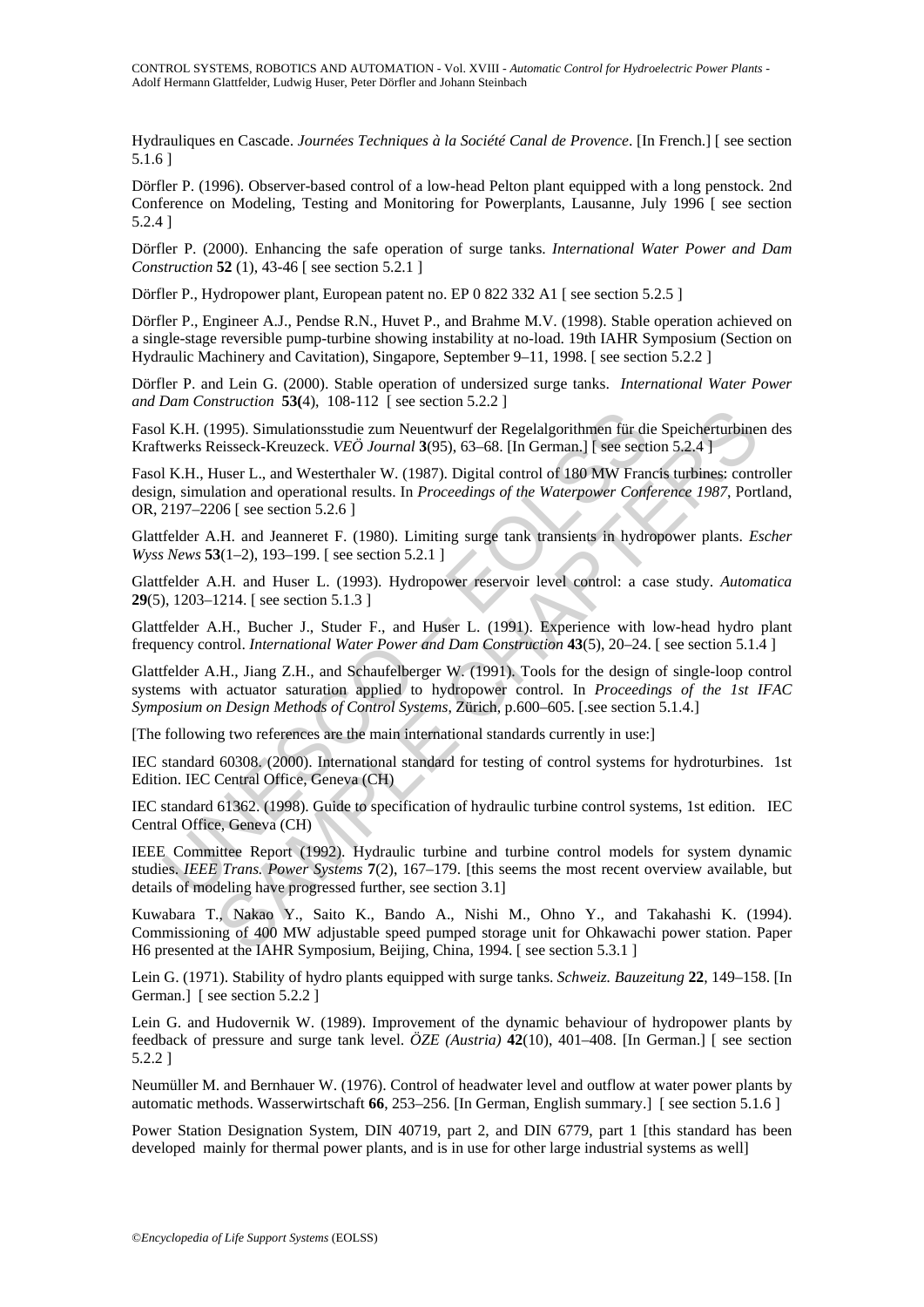Hydrauliques en Cascade. *Journées Techniques à la Société Canal de Provence*. [In French.] [ see section 5.1.6 ]

Dörfler P. (1996). Observer-based control of a low-head Pelton plant equipped with a long penstock. 2nd Conference on Modeling, Testing and Monitoring for Powerplants, Lausanne, July 1996 [ see section 5.2.4 ]

Dörfler P. (2000). Enhancing the safe operation of surge tanks. *International Water Power and Dam Construction* **52** (1), 43-46 [ see section 5.2.1 ]

Dörfler P., Hydropower plant, European patent no. EP 0 822 332 A1 [ see section 5.2.5 ]

Dörfler P., Engineer A.J., Pendse R.N., Huvet P., and Brahme M.V. (1998). Stable operation achieved on a single-stage reversible pump-turbine showing instability at no-load. 19th IAHR Symposium (Section on Hydraulic Machinery and Cavitation), Singapore, September 9–11, 1998. [ see section 5.2.2 ]

Dörfler P. and Lein G. (2000). Stable operation of undersized surge tanks. *International Water Power and Dam Construction* **53(**4), 108-112 [ see section 5.2.2 ]

Fasol K.H. (1995). Simulationsstudie zum Neuentwurf der Regelalgorithmen für die Speicherturbinen des Kraftwerks Reisseck-Kreuzeck. *VEÖ Journal* **3**(95), 63–68. [In German.] [ see section 5.2.4 ]

Fasol K.H., Huser L., and Westerthaler W. (1987). Digital control of 180 MW Francis turbines: controller design, simulation and operational results. In *Proceedings of the Waterpower Conference 1987*, Portland, OR, 2197–2206 [ see section 5.2.6 ]

Glattfelder A.H. and Jeanneret F. (1980). Limiting surge tank transients in hydropower plants. *Escher Wyss News* **53**(1–2), 193–199. [ see section 5.2.1 ]

Glattfelder A.H. and Huser L. (1993). Hydropower reservoir level control: a case study. *Automatica* **29**(5), 1203–1214. [ see section 5.1.3 ]

Glattfelder A.H., Bucher J., Studer F., and Huser L. (1991). Experience with low-head hydro plant frequency control. *International Water Power and Dam Construction* **43**(5), 20–24. [ see section 5.1.4 ]

Glattfelder A.H., Jiang Z.H., and Schaufelberger W. (1991). Tools for the design of single-loop control systems with actuator saturation applied to hydropower control. In *Proceedings of the 1st IFAC Symposium on Design Methods of Control Systems*, Zürich, p.600–605. [.see section 5.1.4.]

[The following two references are the main international standards currently in use:]

IEC standard 60308. (2000). International standard for testing of control systems for hydroturbines. 1st Edition. IEC Central Office, Geneva (CH)

IEC standard 61362. (1998). Guide to specification of hydraulic turbine control systems, 1st edition. IEC Central Office, Geneva (CH)

IEEE Committee Report (1992). Hydraulic turbine and turbine control models for system dynamic studies. *IEEE Trans. Power Systems* **7**(2), 167–179. [this seems the most recent overview available, but details of modeling have progressed further, see section 3.1]

Kuwabara T., Nakao Y., Saito K., Bando A., Nishi M., Ohno Y., and Takahashi K. (1994). Commissioning of 400 MW adjustable speed pumped storage unit for Ohkawachi power station. Paper H6 presented at the IAHR Symposium, Beijing, China, 1994. [ see section 5.3.1 ]

Lein G. (1971). Stability of hydro plants equipped with surge tanks. *Schweiz. Bauzeitung* **22**, 149–158. [In German.] [ see section 5.2.2 ]

Lein G. and Hudovernik W. (1989). Improvement of the dynamic behaviour of hydropower plants by feedback of pressure and surge tank level. *ÖZE (Austria)* **42**(10), 401–408. [In German.] [ see section 5.2.2 ]

Neumüller M. and Bernhauer W. (1976). Control of headwater level and outflow at water power plants by automatic methods. Wasserwirtschaft **66**, 253–256. [In German, English summary.] [ see section 5.1.6 ]

Power Station Designation System, DIN 40719, part 2, and DIN 6779, part 1 [this standard has been developed mainly for thermal power plants, and is in use for other large industrial systems as well]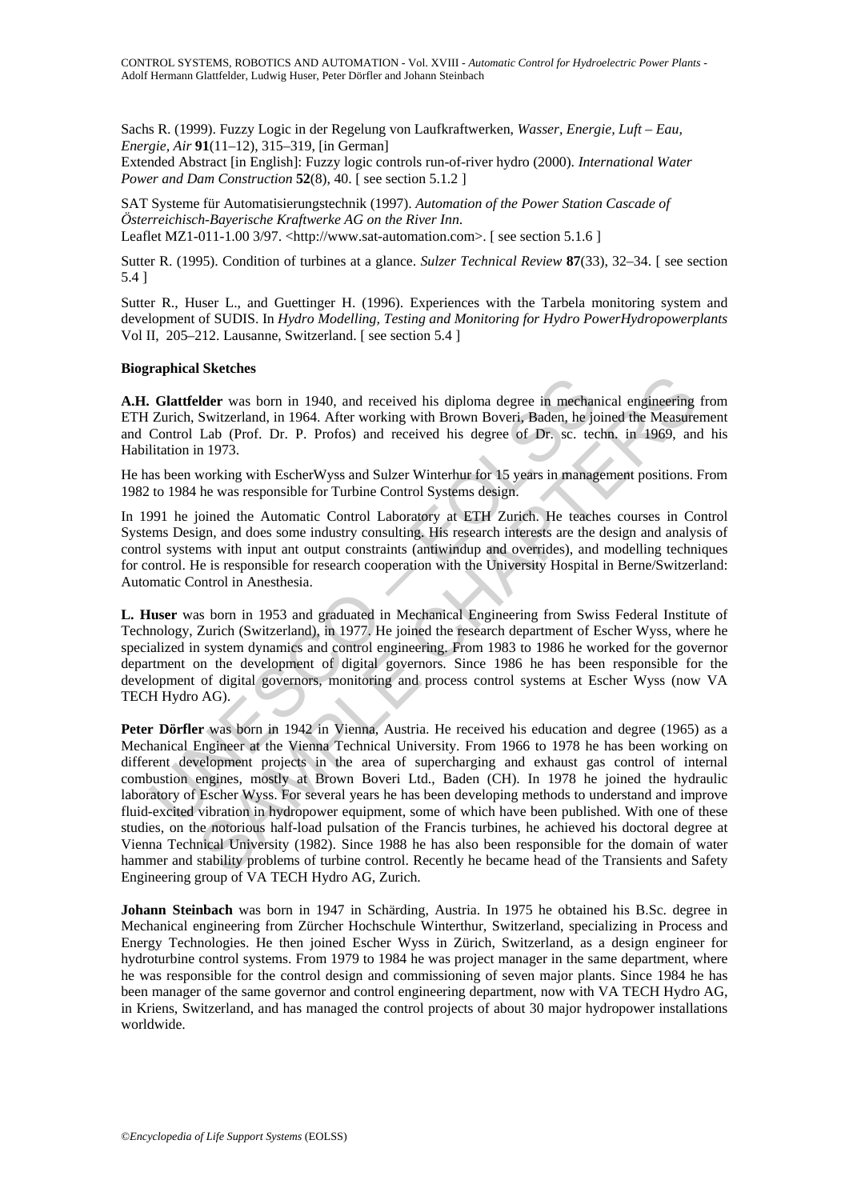Sachs R. (1999). Fuzzy Logic in der Regelung von Laufkraftwerken, *Wasser, Energie, Luft – Eau, Energie, Air* **91**(11–12), 315–319, [in German]
Extended Abstract [in English]: Fuzzy logic controls run-of-river hydro (2000). *International Water Power and Dam Construction* **52**(8), 40. [ see section 5.1.2 ]

SAT Systeme für Automatisierungstechnik (1997). *Automation of the Power Station Cascade of Österreichisch-Bayerische Kraftwerke AG on the River Inn.*
Leaflet MZ1-011-1.00 3/97. <http://www.sat-automation.com>. [ see section 5.1.6 ]

Sutter R. (1995). Condition of turbines at a glance. *Sulzer Technical Review* **87**(33), 32–34. [ see section 5.4 ]

Sutter R., Huser L., and Guettinger H. (1996). Experiences with the Tarbela monitoring system and development of SUDIS. In *Hydro Modelling, Testing and Monitoring for Hydro PowerHydropowerplants* Vol II, 205–212. Lausanne, Switzerland. [ see section 5.4 ]

**Biographical Sketches**

**A.H. Glattfelder** was born in 1940, and received his diploma degree in mechanical engineering from ETH Zurich, Switzerland, in 1964. After working with Brown Boveri, Baden, he joined the Measurement and Control Lab (Prof. Dr. P. Profos) and received his degree of Dr. sc. techn. in 1969, and his Habilitation in 1973.

He has been working with EscherWyss and Sulzer Winterhur for 15 years in management positions. From 1982 to 1984 he was responsible for Turbine Control Systems design.

In 1991 he joined the Automatic Control Laboratory at ETH Zurich. He teaches courses in Control Systems Design, and does some industry consulting. His research interests are the design and analysis of control systems with input ant output constraints (antiwindup and overrides), and modelling techniques for control. He is responsible for research cooperation with the University Hospital in Berne/Switzerland: Automatic Control in Anesthesia.

**L. Huser** was born in 1953 and graduated in Mechanical Engineering from Swiss Federal Institute of Technology, Zurich (Switzerland), in 1977. He joined the research department of Escher Wyss, where he specialized in system dynamics and control engineering. From 1983 to 1986 he worked for the governor department on the development of digital governors. Since 1986 he has been responsible for the development of digital governors, monitoring and process control systems at Escher Wyss (now VA TECH Hydro AG).

**Peter Dörfler** was born in 1942 in Vienna, Austria. He received his education and degree (1965) as a Mechanical Engineer at the Vienna Technical University. From 1966 to 1978 he has been working on different development projects in the area of supercharging and exhaust gas control of internal combustion engines, mostly at Brown Boveri Ltd., Baden (CH). In 1978 he joined the hydraulic laboratory of Escher Wyss. For several years he has been developing methods to understand and improve fluid-excited vibration in hydropower equipment, some of which have been published. With one of these studies, on the notorious half-load pulsation of the Francis turbines, he achieved his doctoral degree at Vienna Technical University (1982). Since 1988 he has also been responsible for the domain of water hammer and stability problems of turbine control. Recently he became head of the Transients and Safety Engineering group of VA TECH Hydro AG, Zurich.

**Johann Steinbach** was born in 1947 in Schärding, Austria. In 1975 he obtained his B.Sc. degree in Mechanical engineering from Zürcher Hochschule Winterthur, specializing in Process and Energy Technologies. He then joined Escher Wyss in Zürich, Switzerland, as a design engineer for hydroturbine control systems. From 1979 to 1984 he was project manager in the same department, where he was responsible for the control design and commissioning of seven major plants. Since 1984 he has been manager of the same governor and control engineering department, now with VA TECH Hydro AG, in Kriens, Switzerland, and has managed the control projects of about 30 major hydropower installations worldwide.